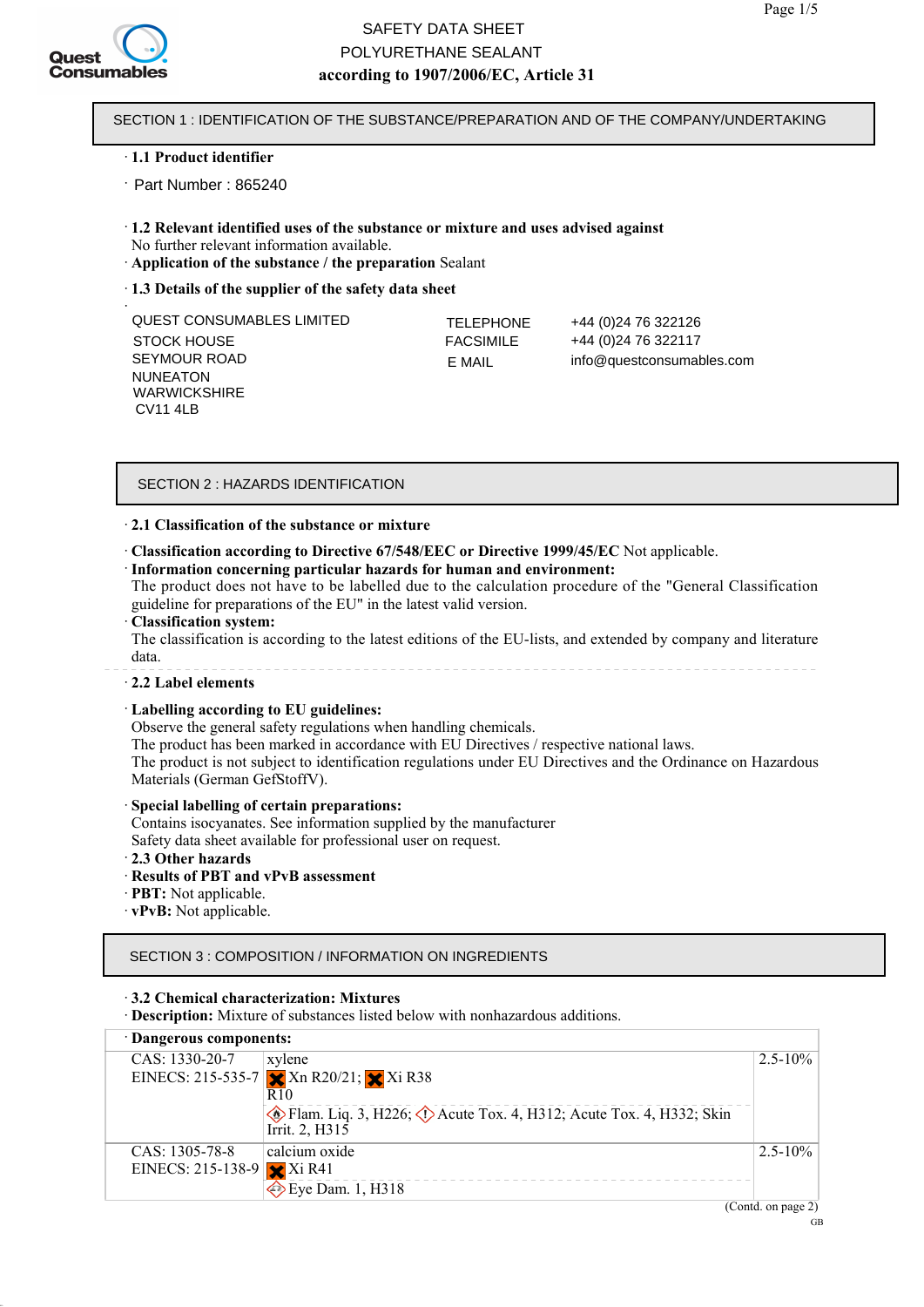# SAFETY DATA SHEET
# POLYURETHANE SEALANT
**according to 1907/2006/EC, Article 31**

## SECTION 1 : IDENTIFICATION OF THE SUBSTANCE/PREPARATION AND OF THE COMPANY/UNDERTAKING

· **1.1 Product identifier**

· Part Number : 865240

· **1.2 Relevant identified uses of the substance or mixture and uses advised against**
No further relevant information available.
· **Application of the substance / the preparation** Sealant

· **1.3 Details of the supplier of the safety data sheet**

QUEST CONSUMABLES LIMITED
STOCK HOUSE
SEYMOUR ROAD
NUNEATON
WARWICKSHIRE
CV11 4LB

TELEPHONE +44 (0)24 76 322126
FACSIMILE +44 (0)24 76 322117
E MAIL info@questconsumables.com

## SECTION 2 : HAZARDS IDENTIFICATION

· **2.1 Classification of the substance or mixture**

· **Classification according to Directive 67/548/EEC or Directive 1999/45/EC** Not applicable.
· **Information concerning particular hazards for human and environment:**
The product does not have to be labelled due to the calculation procedure of the "General Classification guideline for preparations of the EU" in the latest valid version.
· **Classification system:**
The classification is according to the latest editions of the EU-lists, and extended by company and literature data.

· **2.2 Label elements**

· **Labelling according to EU guidelines:**
Observe the general safety regulations when handling chemicals.
The product has been marked in accordance with EU Directives / respective national laws.
The product is not subject to identification regulations under EU Directives and the Ordinance on Hazardous Materials (German GefStoffV).

· **Special labelling of certain preparations:**
Contains isocyanates. See information supplied by the manufacturer
Safety data sheet available for professional user on request.
· **2.3 Other hazards**
· **Results of PBT and vPvB assessment**
· **PBT:** Not applicable.
· **vPvB:** Not applicable.

## SECTION 3 : COMPOSITION / INFORMATION ON INGREDIENTS

· **3.2 Chemical characterization: Mixtures**
· **Description:** Mixture of substances listed below with nonhazardous additions.

· **Dangerous components:**

| Identifiers | Component / Classification | Concentration |
|---|---|---|
| CAS: 1330-20-7<br>EINECS: 215-535-7 | xylene<br>Xn R20/21; Xi R38<br>R10<br>Flam. Liq. 3, H226; Acute Tox. 4, H312; Acute Tox. 4, H332; Skin Irrit. 2, H315 | 2.5-10% |
| CAS: 1305-78-8<br>EINECS: 215-138-9 | calcium oxide<br>Xi R41<br>Eye Dam. 1, H318 | 2.5-10% |

(Contd. on page 2)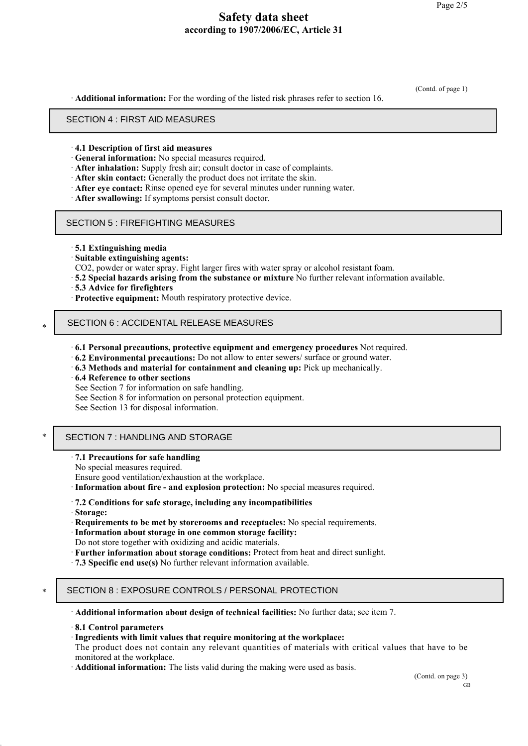(Contd. of page 1)

· **Additional information:** For the wording of the listed risk phrases refer to section 16.

## SECTION 4 : FIRST AID MEASURES

· **4.1 Description of first aid measures**
· **General information:** No special measures required.
· **After inhalation:** Supply fresh air; consult doctor in case of complaints.
· **After skin contact:** Generally the product does not irritate the skin.
· **After eye contact:** Rinse opened eye for several minutes under running water.
· **After swallowing:** If symptoms persist consult doctor.

## SECTION 5 : FIREFIGHTING MEASURES

· **5.1 Extinguishing media**
· **Suitable extinguishing agents:**
CO2, powder or water spray. Fight larger fires with water spray or alcohol resistant foam.
· **5.2 Special hazards arising from the substance or mixture** No further relevant information available.
· **5.3 Advice for firefighters**
· **Protective equipment:** Mouth respiratory protective device.

## * SECTION 6 : ACCIDENTAL RELEASE MEASURES

· **6.1 Personal precautions, protective equipment and emergency procedures** Not required.
· **6.2 Environmental precautions:** Do not allow to enter sewers/ surface or ground water.
· **6.3 Methods and material for containment and cleaning up:** Pick up mechanically.
· **6.4 Reference to other sections**
See Section 7 for information on safe handling.
See Section 8 for information on personal protection equipment.
See Section 13 for disposal information.

## * SECTION 7 : HANDLING AND STORAGE

· **7.1 Precautions for safe handling**
No special measures required.
Ensure good ventilation/exhaustion at the workplace.
· **Information about fire - and explosion protection:** No special measures required.

· **7.2 Conditions for safe storage, including any incompatibilities**
· **Storage:**
· **Requirements to be met by storerooms and receptacles:** No special requirements.
· **Information about storage in one common storage facility:**
Do not store together with oxidizing and acidic materials.
· **Further information about storage conditions:** Protect from heat and direct sunlight.
· **7.3 Specific end use(s)** No further relevant information available.

## * SECTION 8 : EXPOSURE CONTROLS / PERSONAL PROTECTION

· **Additional information about design of technical facilities:** No further data; see item 7.

· **8.1 Control parameters**
· **Ingredients with limit values that require monitoring at the workplace:**
The product does not contain any relevant quantities of materials with critical values that have to be monitored at the workplace.
· **Additional information:** The lists valid during the making were used as basis.

(Contd. on page 3)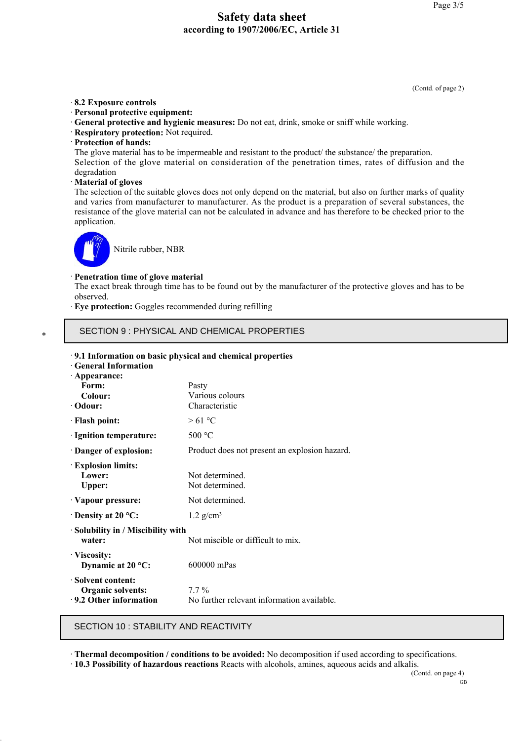(Contd. of page 2)

· **8.2 Exposure controls**
· **Personal protective equipment:**
· **General protective and hygienic measures:** Do not eat, drink, smoke or sniff while working.
· **Respiratory protection:** Not required.
· **Protection of hands:**
The glove material has to be impermeable and resistant to the product/ the substance/ the preparation.
Selection of the glove material on consideration of the penetration times, rates of diffusion and the degradation
· **Material of gloves**
The selection of the suitable gloves does not only depend on the material, but also on further marks of quality and varies from manufacturer to manufacturer. As the product is a preparation of several substances, the resistance of the glove material can not be calculated in advance and has therefore to be checked prior to the application.

Nitrile rubber, NBR

· **Penetration time of glove material**
The exact break through time has to be found out by the manufacturer of the protective gloves and has to be observed.
· **Eye protection:** Goggles recommended during refilling

\* 
## SECTION 9 : PHYSICAL AND CHEMICAL PROPERTIES

· **9.1 Information on basic physical and chemical properties**
· **General Information**

| | |
|---|---|
| · **Appearance:** | |
| **Form:** | Pasty |
| **Colour:** | Various colours |
| · **Odour:** | Characteristic |
| · **Flash point:** | > 61 °C |
| · **Ignition temperature:** | 500 °C |
| · **Danger of explosion:** | Product does not present an explosion hazard. |
| · **Explosion limits:** | |
| **Lower:** | Not determined. |
| **Upper:** | Not determined. |
| · **Vapour pressure:** | Not determined. |
| · **Density at 20 °C:** | 1.2 g/cm³ |
| · **Solubility in / Miscibility with water:** | Not miscible or difficult to mix. |
| · **Viscosity:** | |
| **Dynamic at 20 °C:** | 600000 mPas |
| · **Solvent content:** | |
| **Organic solvents:** | 7.7 % |
| · **9.2 Other information** | No further relevant information available. |

## SECTION 10 : STABILITY AND REACTIVITY

· **Thermal decomposition / conditions to be avoided:** No decomposition if used according to specifications.
· **10.3 Possibility of hazardous reactions** Reacts with alcohols, amines, aqueous acids and alkalis.

(Contd. on page 4)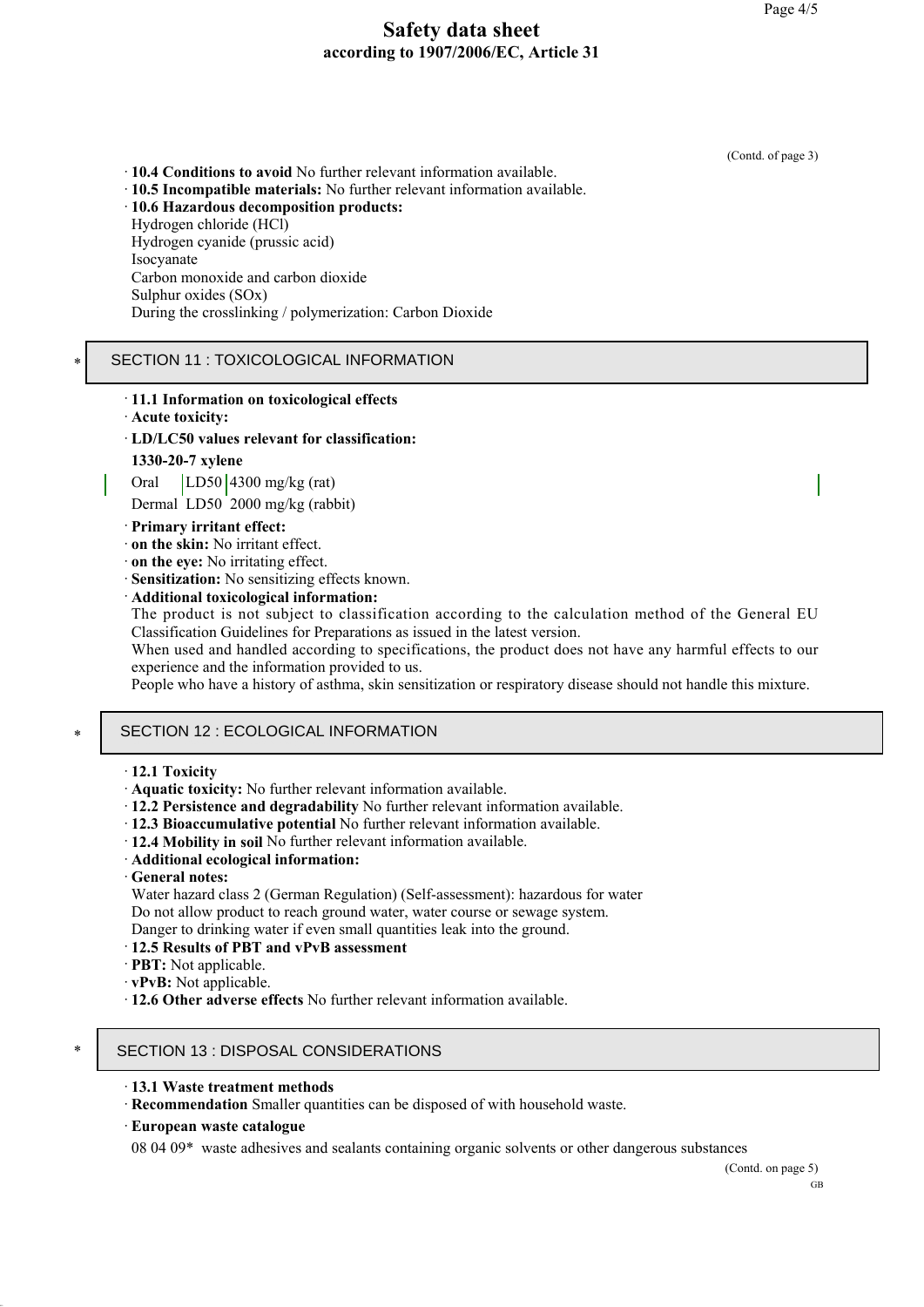(Contd. of page 3)

· **10.4 Conditions to avoid** No further relevant information available.
· **10.5 Incompatible materials:** No further relevant information available.
· **10.6 Hazardous decomposition products:**
Hydrogen chloride (HCl)
Hydrogen cyanide (prussic acid)
Isocyanate
Carbon monoxide and carbon dioxide
Sulphur oxides (SOx)
During the crosslinking / polymerization: Carbon Dioxide

## * SECTION 11 : TOXICOLOGICAL INFORMATION

· **11.1 Information on toxicological effects**
· **Acute toxicity:**
· **LD/LC50 values relevant for classification:**

**1330-20-7 xylene**

| | | |
|---|---|---|
| Oral | LD50 | 4300 mg/kg (rat) |
| Dermal | LD50 | 2000 mg/kg (rabbit) |

· **Primary irritant effect:**
· **on the skin:** No irritant effect.
· **on the eye:** No irritating effect.
· **Sensitization:** No sensitizing effects known.
· **Additional toxicological information:**
The product is not subject to classification according to the calculation method of the General EU Classification Guidelines for Preparations as issued in the latest version.
When used and handled according to specifications, the product does not have any harmful effects to our experience and the information provided to us.
People who have a history of asthma, skin sensitization or respiratory disease should not handle this mixture.

## * SECTION 12 : ECOLOGICAL INFORMATION

· **12.1 Toxicity**
· **Aquatic toxicity:** No further relevant information available.
· **12.2 Persistence and degradability** No further relevant information available.
· **12.3 Bioaccumulative potential** No further relevant information available.
· **12.4 Mobility in soil** No further relevant information available.
· **Additional ecological information:**
· **General notes:**
Water hazard class 2 (German Regulation) (Self-assessment): hazardous for water
Do not allow product to reach ground water, water course or sewage system.
Danger to drinking water if even small quantities leak into the ground.
· **12.5 Results of PBT and vPvB assessment**
· **PBT:** Not applicable.
· **vPvB:** Not applicable.
· **12.6 Other adverse effects** No further relevant information available.

## * SECTION 13 : DISPOSAL CONSIDERATIONS

· **13.1 Waste treatment methods**
· **Recommendation** Smaller quantities can be disposed of with household waste.
· **European waste catalogue**
08 04 09* waste adhesives and sealants containing organic solvents or other dangerous substances

(Contd. on page 5)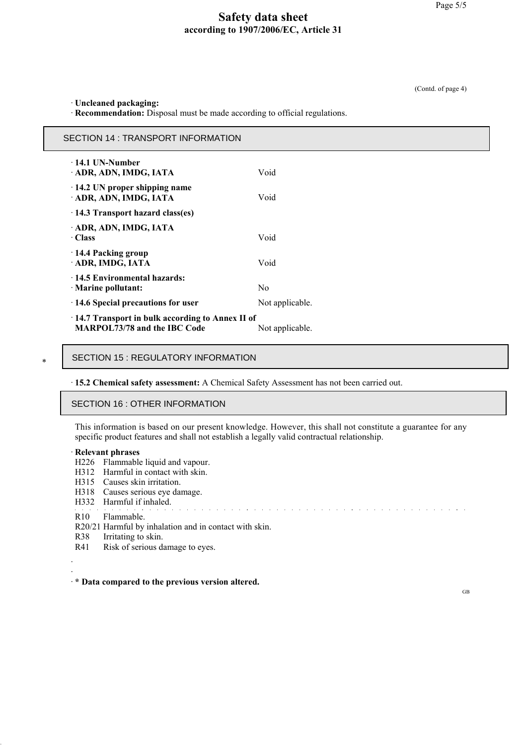(Contd. of page 4)

· **Uncleaned packaging:**
· **Recommendation:** Disposal must be made according to official regulations.

## SECTION 14 : TRANSPORT INFORMATION

| | |
|---|---|
| · **14.1 UN-Number** | |
| · **ADR, ADN, IMDG, IATA** | Void |
| · **14.2 UN proper shipping name** | |
| · **ADR, ADN, IMDG, IATA** | Void |
| · **14.3 Transport hazard class(es)** | |
| · **ADR, ADN, IMDG, IATA** | |
| · **Class** | Void |
| · **14.4 Packing group** | |
| · **ADR, IMDG, IATA** | Void |
| · **14.5 Environmental hazards:** | |
| · **Marine pollutant:** | No |
| · **14.6 Special precautions for user** | Not applicable. |
| · **14.7 Transport in bulk according to Annex II of MARPOL73/78 and the IBC Code** | Not applicable. |

## * SECTION 15 : REGULATORY INFORMATION

· **15.2 Chemical safety assessment:** A Chemical Safety Assessment has not been carried out.

## SECTION 16 : OTHER INFORMATION

This information is based on our present knowledge. However, this shall not constitute a guarantee for any specific product features and shall not establish a legally valid contractual relationship.

· **Relevant phrases**

H226 Flammable liquid and vapour.
H312 Harmful in contact with skin.
H315 Causes skin irritation.
H318 Causes serious eye damage.
H332 Harmful if inhaled.

R10 Flammable.
R20/21 Harmful by inhalation and in contact with skin.
R38 Irritating to skin.
R41 Risk of serious damage to eyes.

· **\* Data compared to the previous version altered.**

GB